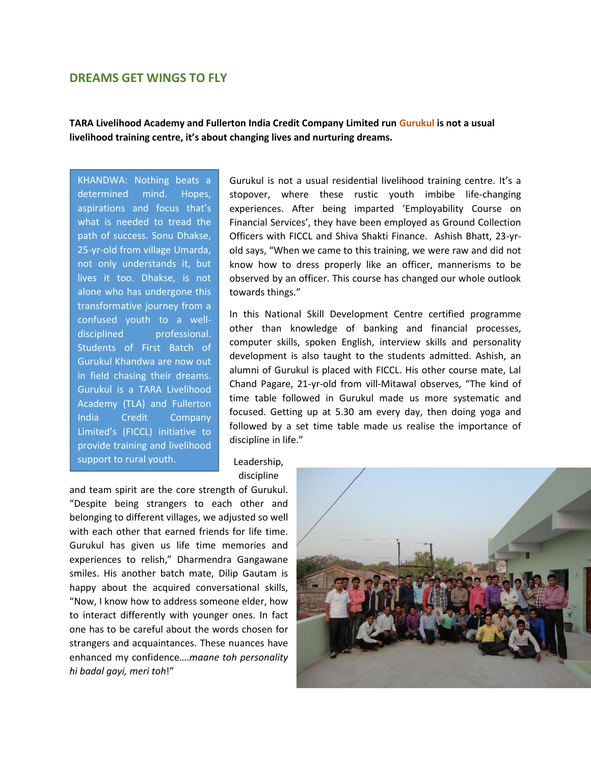## DREAMS GET WINGS TO FLY

**TARA Livelihood Academy and Fullerton India Credit Company Limited run Gurukul is not a usual livelihood training centre, it's about changing lives and nurturing dreams.**

KHANDWA: Nothing beats a determined mind. Hopes, aspirations and focus that's what is needed to tread the path of success. Sonu Dhakse, 25-yr-old from village Umarda, not only understands it, but lives it too. Dhakse, is not alone who has undergone this transformative journey from a confused youth to a well-disciplined professional. Students of First Batch of Gurukul Khandwa are now out in field chasing their dreams. Gurukul is a TARA Livelihood Academy (TLA) and Fullerton India Credit Company Limited's (FICCL) initiative to provide training and livelihood support to rural youth.

Gurukul is not a usual residential livelihood training centre. It's a stopover, where these rustic youth imbibe life-changing experiences. After being imparted 'Employability Course on Financial Services', they have been employed as Ground Collection Officers with FICCL and Shiva Shakti Finance. Ashish Bhatt, 23-yr-old says, "When we came to this training, we were raw and did not know how to dress properly like an officer, mannerisms to be observed by an officer. This course has changed our whole outlook towards things."

In this National Skill Development Centre certified programme other than knowledge of banking and financial processes, computer skills, spoken English, interview skills and personality development is also taught to the students admitted. Ashish, an alumni of Gurukul is placed with FICCL. His other course mate, Lal Chand Pagare, 21-yr-old from vill-Mitawal observes, "The kind of time table followed in Gurukul made us more systematic and focused. Getting up at 5.30 am every day, then doing yoga and followed by a set time table made us realise the importance of discipline in life."

Leadership, discipline and team spirit are the core strength of Gurukul. "Despite being strangers to each other and belonging to different villages, we adjusted so well with each other that earned friends for life time. Gurukul has given us life time memories and experiences to relish," Dharmendra Gangawane smiles. His another batch mate, Dilip Gautam is happy about the acquired conversational skills, "Now, I know how to address someone elder, how to interact differently with younger ones. In fact one has to be careful about the words chosen for strangers and acquaintances. These nuances have enhanced my confidence….*maane toh personality hi badal gayi, meri toh*!"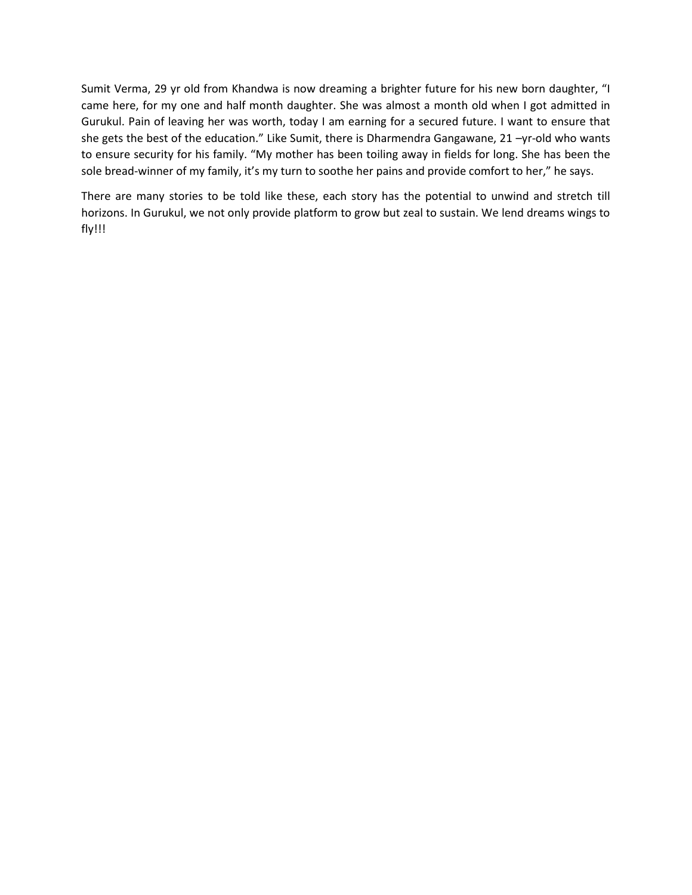Sumit Verma, 29 yr old from Khandwa is now dreaming a brighter future for his new born daughter, "I came here, for my one and half month daughter. She was almost a month old when I got admitted in Gurukul. Pain of leaving her was worth, today I am earning for a secured future. I want to ensure that she gets the best of the education." Like Sumit, there is Dharmendra Gangawane, 21 –yr-old who wants to ensure security for his family. "My mother has been toiling away in fields for long. She has been the sole bread-winner of my family, it's my turn to soothe her pains and provide comfort to her," he says.

There are many stories to be told like these, each story has the potential to unwind and stretch till horizons. In Gurukul, we not only provide platform to grow but zeal to sustain. We lend dreams wings to fly!!!